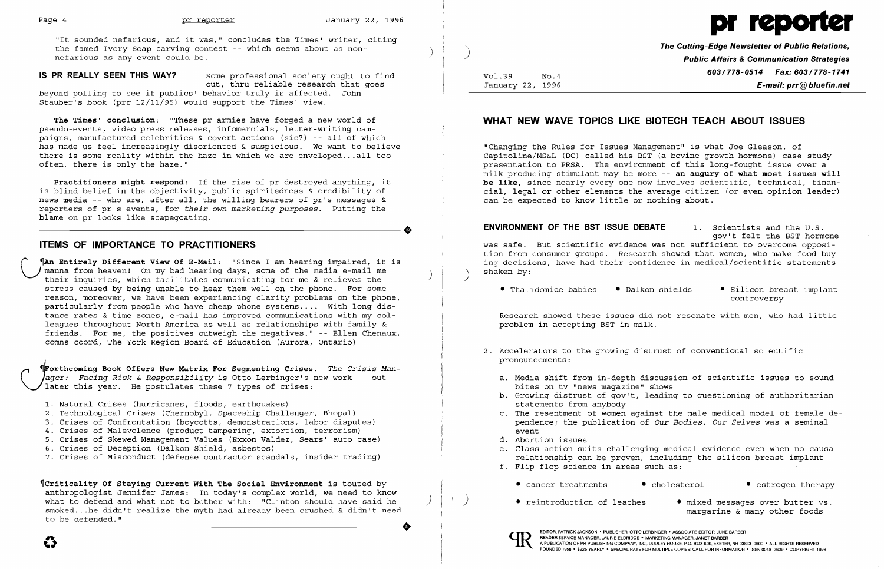"It sounded nefarious, and it was," concludes the Times' writer, citing the famed Ivory Soap carving contest -- which seems about as non-nefarious as any event could be.

**IS PR REALLY SEEN THIS WAY?** Some professional society ought to find out, thru reliable research that goes beyond polling to see if publics' behavior truly is affected. John Stauber's book (prr 12/11/95) would support the Times' view.

**The Times' conclusion**: "These pr armies have forged a new world of pseudo-events, video press releases, infomercials, letter-writing campaigns, manufactured celebrities & covert actions (sic?) -- all of which has made us feel increasingly disoriented & suspicious. We want to believe there is some reality within the haze in which we are enveloped...all too often, there is only the haze."

**Practitioners might respond**: If the rise of pr destroyed anything, it is blind belief in the objectivity, public spiritedness & credibility of news media -- who are, after all, the willing bearers of pr's messages & reporters of pr's events, for *their own marketing purposes*. Putting the blame on pr looks like scapegoating.

## ITEMS OF IMPORTANCE TO PRACTITIONERS

¶**An Entirely Different View Of E-Mail**: "Since I am hearing impaired, it is manna from heaven! On my bad hearing days, some of the media e-mail me their inquiries, which facilitates communicating for me & relieves the stress caused by being unable to hear them well on the phone. For some reason, moreover, we have been experiencing clarity problems on the phone, particularly from people who have cheap phone systems.... With long distance rates & time zones, e-mail has improved communications with my colleagues throughout North America as well as relationships with family & friends. For me, the positives outweigh the negatives." -- Ellen Chenaux, comns coord, The York Region Board of Education (Aurora, Ontario)

¶**Forthcoming Book Offers New Matrix For Segmenting Crises**. *The Crisis Manager: Facing Risk & Responsibility* is Otto Lerbinger's new work -- out later this year. He postulates these 7 types of crises:

1. Natural Crises (hurricanes, floods, earthquakes)
2. Technological Crises (Chernobyl, Spaceship Challenger, Bhopal)
3. Crises of Confrontation (boycotts, demonstrations, labor disputes)
4. Crises of Malevolence (product tampering, extortion, terrorism)
5. Crises of Skewed Management Values (Exxon Valdez, Sears' auto case)
6. Crises of Deception (Dalkon Shield, asbestos)
7. Crises of Misconduct (defense contractor scandals, insider trading)

¶**Criticality Of Staying Current With The Social Environment** is touted by anthropologist Jennifer James: In today's complex world, we need to know what to defend and what not to bother with: "Clinton should have said he smoked...he didn't realize the myth had already been crushed & didn't need to be defended."

# pr reporter

***The Cutting-Edge Newsletter of Public Relations, Public Affairs & Communication Strategies***
**603/778-0514 Fax: 603/778-1741**
**E-mail: prr@bluefin.net**

Vol.39 No.4
January 22, 1996

## WHAT NEW WAVE TOPICS LIKE BIOTECH TEACH ABOUT ISSUES

"Changing the Rules for Issues Management" is what Joe Gleason, of Capitoline/MS&L (DC) called his BST (a bovine growth hormone) case study presentation to PRSA. The environment of this long-fought issue over a milk producing stimulant may be more -- **an augury of what most issues will be like**, since nearly every one now involves scientific, technical, financial, legal or other elements the average citizen (or even opinion leader) can be expected to know little or nothing about.

**ENVIRONMENT OF THE BST ISSUE DEBATE**

1. Scientists and the U.S. gov't felt the BST hormone was safe. But scientific evidence was not sufficient to overcome opposition from consumer groups. Research showed that women, who make food buying decisions, have had their confidence in medical/scientific statements shaken by:

   - Thalidomide babies
   - Dalkon shields
   - Silicon breast implant controversy

   Research showed these issues did not resonate with men, who had little problem in accepting BST in milk.

2. Accelerators to the growing distrust of conventional scientific pronouncements:

   a. Media shift from in-depth discussion of scientific issues to sound bites on tv "news magazine" shows
   b. Growing distrust of gov't, leading to questioning of authoritarian statements from anybody
   c. The resentment of women against the male medical model of female dependence; the publication of *Our Bodies, Our Selves* was a seminal event
   d. Abortion issues
   e. Class action suits challenging medical evidence even when no causal relationship can be proven, including the silicon breast implant
   f. Flip-flop science in areas such as:

      - cancer treatments
      - cholesterol
      - estrogen therapy
      - reintroduction of leaches
      - mixed messages over butter vs. margarine & many other foods

EDITOR, PATRICK JACKSON • PUBLISHER, OTTO LERBINGER • ASSOCIATE EDITOR, JUNE BARBER
READER SERVICE MANAGER, LAURIE ELDRIDGE • MARKETING MANAGER, JANET BARBER
A PUBLICATION OF PR PUBLISHING COMPANY, INC., DUDLEY HOUSE, P.O. BOX 600, EXETER, NH 03833-0600 • ALL RIGHTS RESERVED
FOUNDED 1958 • $225 YEARLY • SPECIAL RATE FOR MULTIPLE COPIES: CALL FOR INFORMATION • ISSN 0048-2609 • COPYRIGHT 1996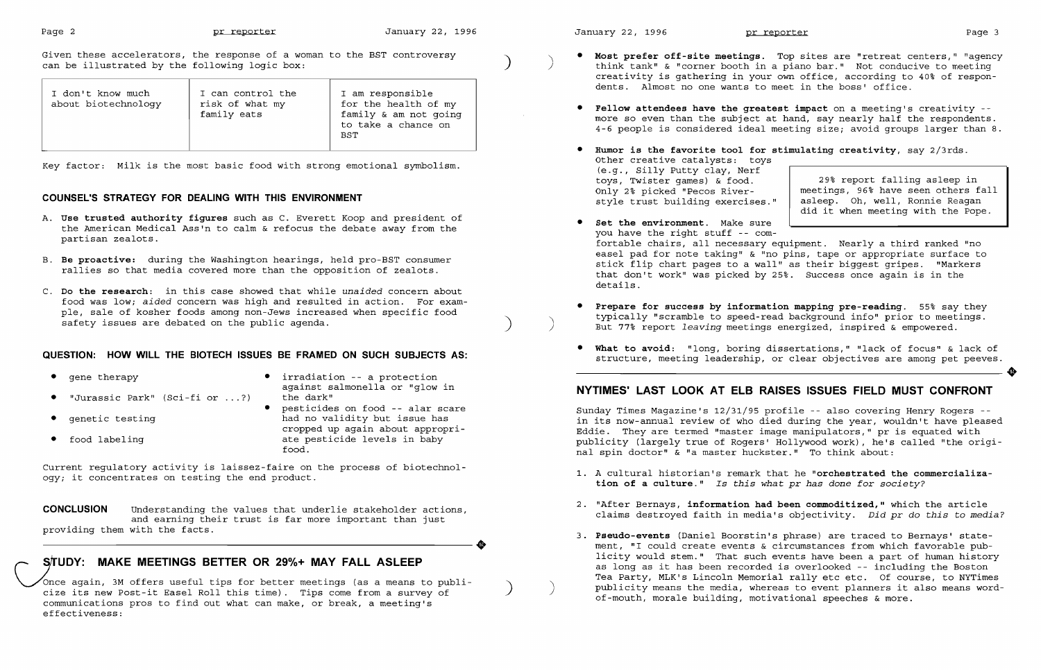Given these accelerators, the response of a woman to the BST controversy can be illustrated by the following logic box:

| | | |
|---|---|---|
| I don't know much about biotechnology | I can control the risk of what my family eats | I am responsible for the health of my family & am not going to take a chance on BST |

Key factor: Milk is the most basic food with strong emotional symbolism.

## COUNSEL'S STRATEGY FOR DEALING WITH THIS ENVIRONMENT

A. **Use trusted authority figures** such as C. Everett Koop and president of the American Medical Ass'n to calm & refocus the debate away from the partisan zealots.

B. **Be proactive:** during the Washington hearings, held pro-BST consumer rallies so that media covered more than the opposition of zealots.

C. **Do the research**: in this case showed that while *unaided* concern about food was low; *aided* concern was high and resulted in action. For example, sale of kosher foods among non-Jews increased when specific food safety issues are debated on the public agenda.

## QUESTION: HOW WILL THE BIOTECH ISSUES BE FRAMED ON SUCH SUBJECTS AS:

- gene therapy
- "Jurassic Park" (Sci-fi or ...?)
- genetic testing
- food labeling
- irradiation -- a protection against salmonella or "glow in the dark"
- pesticides on food -- alar scare had no validity but issue has cropped up again about appropriate pesticide levels in baby food.

Current regulatory activity is laissez-faire on the process of biotechnology; it concentrates on testing the end product.

**CONCLUSION** Understanding the values that underlie stakeholder actions, and earning their trust is far more important than just providing them with the facts.

## STUDY: MAKE MEETINGS BETTER OR 29%+ MAY FALL ASLEEP

Once again, 3M offers useful tips for better meetings (as a means to publicize its new Post-it Easel Roll this time). Tips come from a survey of communications pros to find out what can make, or break, a meeting's effectiveness:

- **Most prefer off-site meetings.** Top sites are "retreat centers," "agency think tank" & "corner booth in a piano bar." Not conducive to meeting creativity is gathering in your own office, according to 40% of respondents. Almost no one wants to meet in the boss' office.

- **Fellow attendees have the greatest impact** on a meeting's creativity -- more so even than the subject at hand, say nearly half the respondents. 4-6 people is considered ideal meeting size; avoid groups larger than 8.

- **Humor is the favorite tool for stimulating creativity**, say 2/3rds. Other creative catalysts: toys (e.g., Silly Putty clay, Nerf toys, Twister games) & food. Only 2% picked "Pecos River-style trust building exercises."

> 29% report falling asleep in meetings, 96% have seen others fall asleep. Oh, well, Ronnie Reagan did it when meeting with the Pope.

- **Set the environment.** Make sure you have the right stuff -- comfortable chairs, all necessary equipment. Nearly a third ranked "no easel pad for note taking" & "no pins, tape or appropriate surface to stick flip chart pages to a wall" as their biggest gripes. "Markers that don't work" was picked by 25%. Success once again is in the details.

- **Prepare for success by information mapping pre-reading.** 55% say they typically "scramble to speed-read background info" prior to meetings. But 77% report *leaving* meetings energized, inspired & empowered.

- **What to avoid:** "long, boring dissertations," "lack of focus" & lack of structure, meeting leadership, or clear objectives are among pet peeves.

## NYTIMES' LAST LOOK AT ELB RAISES ISSUES FIELD MUST CONFRONT

Sunday Times Magazine's 12/31/95 profile -- also covering Henry Rogers -- in its now-annual review of who died during the year, wouldn't have pleased Eddie. They are termed "master image manipulators," pr is equated with publicity (largely true of Rogers' Hollywood work), he's called "the original spin doctor" & "a master huckster." To think about:

1. A cultural historian's remark that he **"orchestrated the commercialization of a culture."** *Is this what pr has done for society?*

2. "After Bernays, **information had been commoditized,"** which the article claims destroyed faith in media's objectivity. *Did pr do this to media?*

3. **Pseudo-events** (Daniel Boorstin's phrase) are traced to Bernays' statement, "I could create events & circumstances from which favorable publicity would stem." That such events have been a part of human history as long as it has been recorded is overlooked -- including the Boston Tea Party, MLK's Lincoln Memorial rally etc etc. Of course, to NYTimes publicity means the media, whereas to event planners it also means word-of-mouth, morale building, motivational speeches & more.